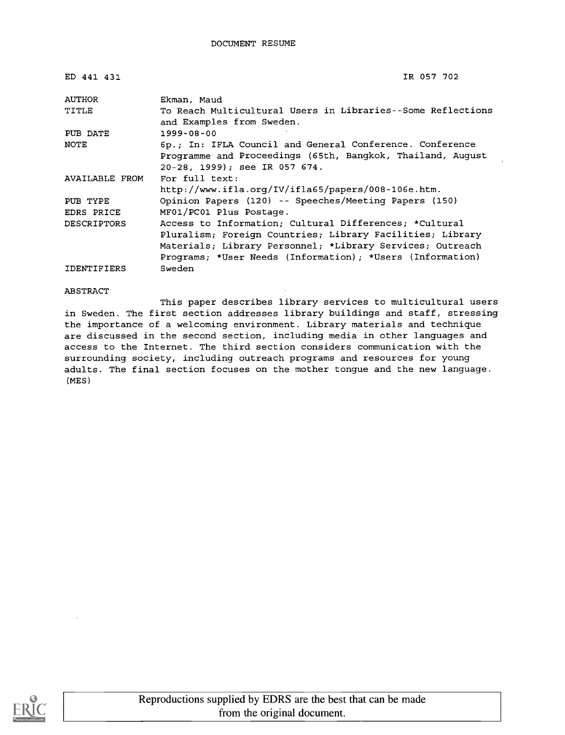DOCUMENT RESUME

| | |
|---|---|
| ED 441 431 | IR 057 702 |
| AUTHOR | Ekman, Maud |
| TITLE | To Reach Multicultural Users in Libraries--Some Reflections and Examples from Sweden. |
| PUB DATE | 1999-08-00 |
| NOTE | 6p.; In: IFLA Council and General Conference. Conference Programme and Proceedings (65th, Bangkok, Thailand, August 20-28, 1999); see IR 057 674. |
| AVAILABLE FROM | For full text: http://www.ifla.org/IV/ifla65/papers/008-106e.htm. |
| PUB TYPE | Opinion Papers (120) -- Speeches/Meeting Papers (150) |
| EDRS PRICE | MF01/PC01 Plus Postage. |
| DESCRIPTORS | Access to Information; Cultural Differences; *Cultural Pluralism; Foreign Countries; Library Facilities; Library Materials; Library Personnel; *Library Services; Outreach Programs; *User Needs (Information); *Users (Information) |
| IDENTIFIERS | Sweden |

ABSTRACT

This paper describes library services to multicultural users in Sweden. The first section addresses library buildings and staff, stressing the importance of a welcoming environment. Library materials and technique are discussed in the second section, including media in other languages and access to the Internet. The third section considers communication with the surrounding society, including outreach programs and resources for young adults. The final section focuses on the mother tongue and the new language. (MES)

Reproductions supplied by EDRS are the best that can be made from the original document.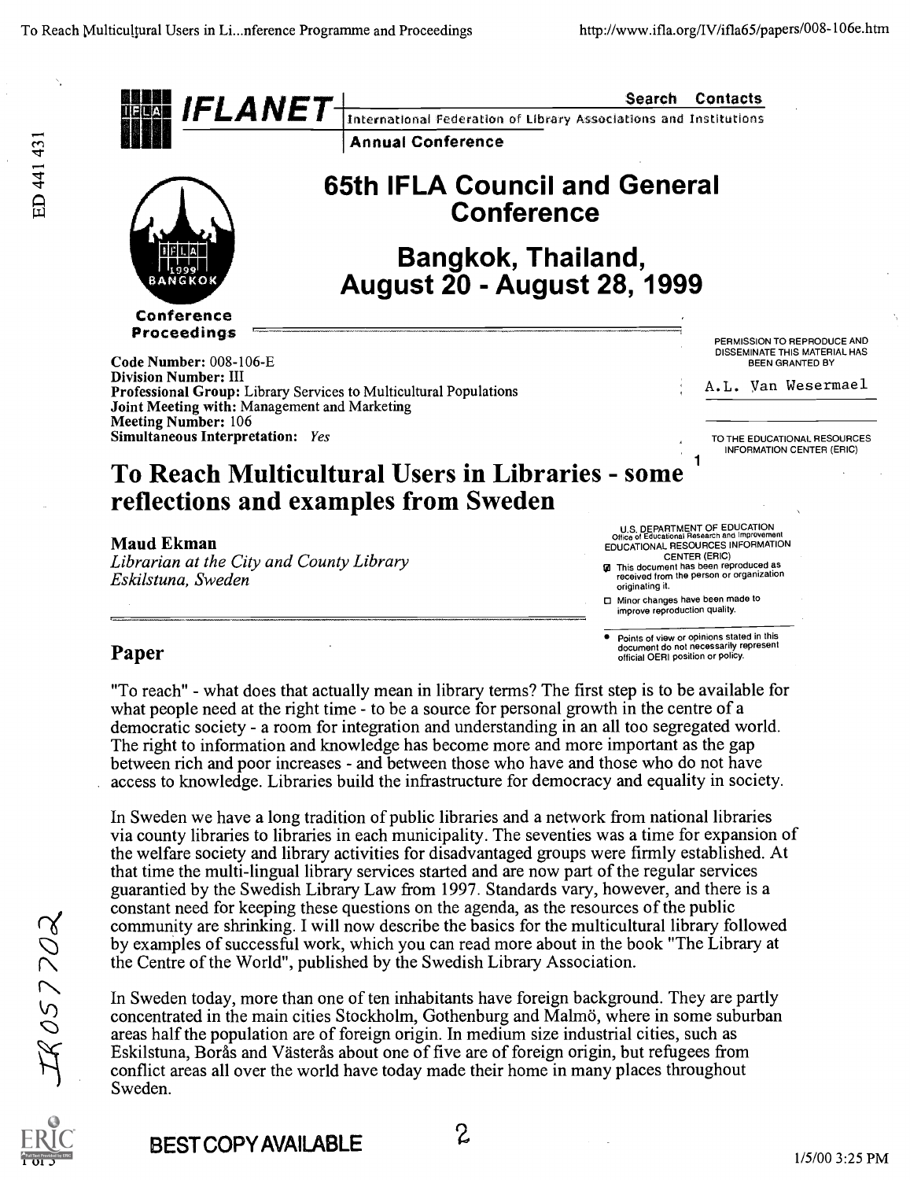# 65th IFLA Council and General Conference

## Bangkok, Thailand, August 20 - August 28, 1999

**Conference Proceedings**

**Code Number:** 008-106-E
**Division Number:** III
**Professional Group:** Library Services to Multicultural Populations
**Joint Meeting with:** Management and Marketing
**Meeting Number:** 106
**Simultaneous Interpretation:** *Yes*

# To Reach Multicultural Users in Libraries - some reflections and examples from Sweden

**Maud Ekman**
*Librarian at the City and County Library Eskilstuna, Sweden*

## Paper

"To reach" - what does that actually mean in library terms? The first step is to be available for what people need at the right time - to be a source for personal growth in the centre of a democratic society - a room for integration and understanding in an all too segregated world. The right to information and knowledge has become more and more important as the gap between rich and poor increases - and between those who have and those who do not have access to knowledge. Libraries build the infrastructure for democracy and equality in society.

In Sweden we have a long tradition of public libraries and a network from national libraries via county libraries to libraries in each municipality. The seventies was a time for expansion of the welfare society and library activities for disadvantaged groups were firmly established. At that time the multi-lingual library services started and are now part of the regular services guarantied by the Swedish Library Law from 1997. Standards vary, however, and there is a constant need for keeping these questions on the agenda, as the resources of the public community are shrinking. I will now describe the basics for the multicultural library followed by examples of successful work, which you can read more about in the book "The Library at the Centre of the World", published by the Swedish Library Association.

In Sweden today, more than one of ten inhabitants have foreign background. They are partly concentrated in the main cities Stockholm, Gothenburg and Malmö, where in some suburban areas half the population are of foreign origin. In medium size industrial cities, such as Eskilstuna, Borås and Västerås about one of five are of foreign origin, but refugees from conflict areas all over the world have today made their home in many places throughout Sweden.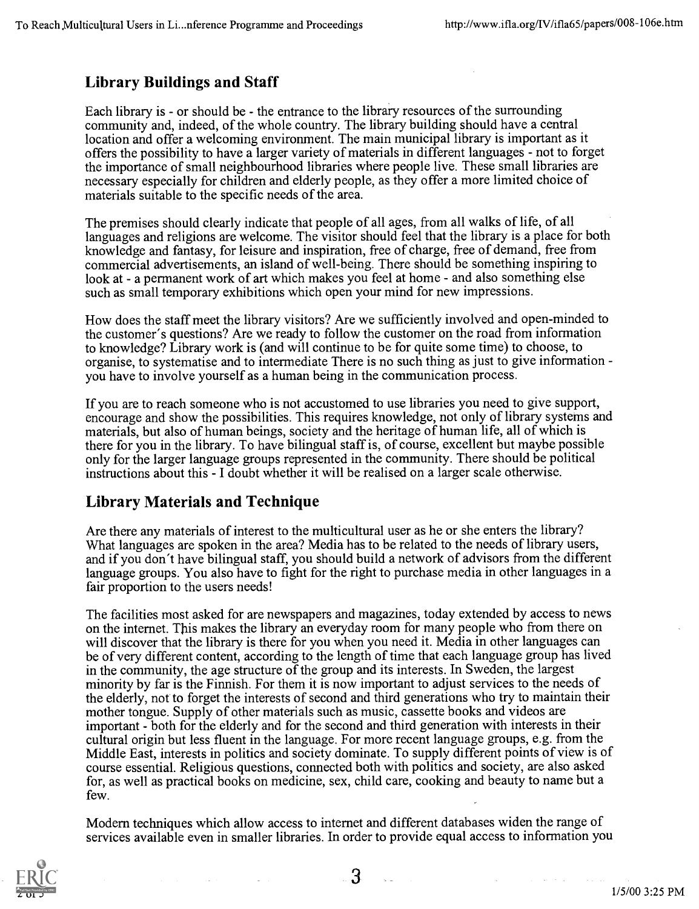## Library Buildings and Staff

Each library is - or should be - the entrance to the library resources of the surrounding community and, indeed, of the whole country. The library building should have a central location and offer a welcoming environment. The main municipal library is important as it offers the possibility to have a larger variety of materials in different languages - not to forget the importance of small neighbourhood libraries where people live. These small libraries are necessary especially for children and elderly people, as they offer a more limited choice of materials suitable to the specific needs of the area.

The premises should clearly indicate that people of all ages, from all walks of life, of all languages and religions are welcome. The visitor should feel that the library is a place for both knowledge and fantasy, for leisure and inspiration, free of charge, free of demand, free from commercial advertisements, an island of well-being. There should be something inspiring to look at - a permanent work of art which makes you feel at home - and also something else such as small temporary exhibitions which open your mind for new impressions.

How does the staff meet the library visitors? Are we sufficiently involved and open-minded to the customer´s questions? Are we ready to follow the customer on the road from information to knowledge? Library work is (and will continue to be for quite some time) to choose, to organise, to systematise and to intermediate There is no such thing as just to give information - you have to involve yourself as a human being in the communication process.

If you are to reach someone who is not accustomed to use libraries you need to give support, encourage and show the possibilities. This requires knowledge, not only of library systems and materials, but also of human beings, society and the heritage of human life, all of which is there for you in the library. To have bilingual staff is, of course, excellent but maybe possible only for the larger language groups represented in the community. There should be political instructions about this - I doubt whether it will be realised on a larger scale otherwise.

## Library Materials and Technique

Are there any materials of interest to the multicultural user as he or she enters the library? What languages are spoken in the area? Media has to be related to the needs of library users, and if you don´t have bilingual staff, you should build a network of advisors from the different language groups. You also have to fight for the right to purchase media in other languages in a fair proportion to the users needs!

The facilities most asked for are newspapers and magazines, today extended by access to news on the internet. This makes the library an everyday room for many people who from there on will discover that the library is there for you when you need it. Media in other languages can be of very different content, according to the length of time that each language group has lived in the community, the age structure of the group and its interests. In Sweden, the largest minority by far is the Finnish. For them it is now important to adjust services to the needs of the elderly, not to forget the interests of second and third generations who try to maintain their mother tongue. Supply of other materials such as music, cassette books and videos are important - both for the elderly and for the second and third generation with interests in their cultural origin but less fluent in the language. For more recent language groups, e.g. from the Middle East, interests in politics and society dominate. To supply different points of view is of course essential. Religious questions, connected both with politics and society, are also asked for, as well as practical books on medicine, sex, child care, cooking and beauty to name but a few.

Modern techniques which allow access to internet and different databases widen the range of services available even in smaller libraries. In order to provide equal access to information you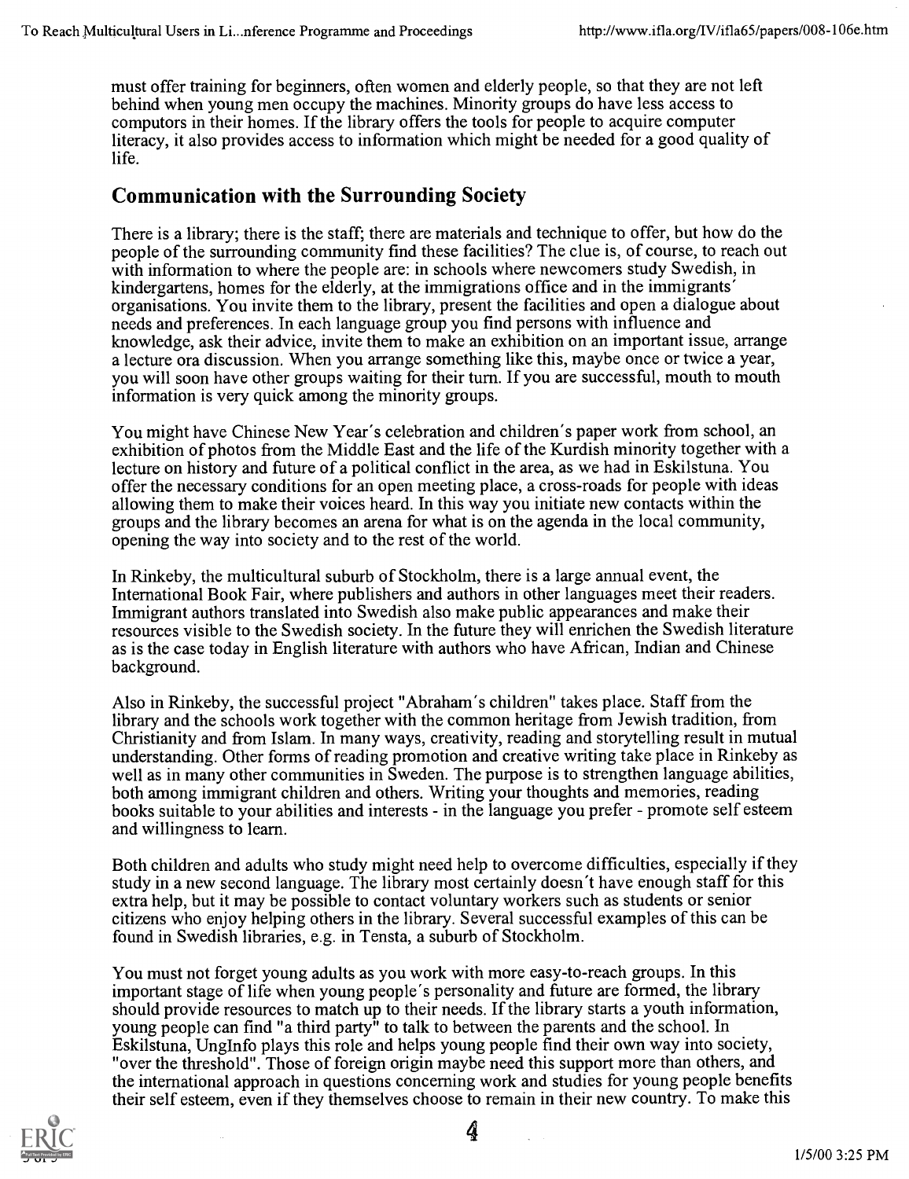must offer training for beginners, often women and elderly people, so that they are not left behind when young men occupy the machines. Minority groups do have less access to computors in their homes. If the library offers the tools for people to acquire computer literacy, it also provides access to information which might be needed for a good quality of life.

## Communication with the Surrounding Society

There is a library; there is the staff; there are materials and technique to offer, but how do the people of the surrounding community find these facilities? The clue is, of course, to reach out with information to where the people are: in schools where newcomers study Swedish, in kindergartens, homes for the elderly, at the immigrations office and in the immigrants´ organisations. You invite them to the library, present the facilities and open a dialogue about needs and preferences. In each language group you find persons with influence and knowledge, ask their advice, invite them to make an exhibition on an important issue, arrange a lecture ora discussion. When you arrange something like this, maybe once or twice a year, you will soon have other groups waiting for their turn. If you are successful, mouth to mouth information is very quick among the minority groups.

You might have Chinese New Year´s celebration and children´s paper work from school, an exhibition of photos from the Middle East and the life of the Kurdish minority together with a lecture on history and future of a political conflict in the area, as we had in Eskilstuna. You offer the necessary conditions for an open meeting place, a cross-roads for people with ideas allowing them to make their voices heard. In this way you initiate new contacts within the groups and the library becomes an arena for what is on the agenda in the local community, opening the way into society and to the rest of the world.

In Rinkeby, the multicultural suburb of Stockholm, there is a large annual event, the International Book Fair, where publishers and authors in other languages meet their readers. Immigrant authors translated into Swedish also make public appearances and make their resources visible to the Swedish society. In the future they will enrichen the Swedish literature as is the case today in English literature with authors who have African, Indian and Chinese background.

Also in Rinkeby, the successful project "Abraham´s children" takes place. Staff from the library and the schools work together with the common heritage from Jewish tradition, from Christianity and from Islam. In many ways, creativity, reading and storytelling result in mutual understanding. Other forms of reading promotion and creative writing take place in Rinkeby as well as in many other communities in Sweden. The purpose is to strengthen language abilities, both among immigrant children and others. Writing your thoughts and memories, reading books suitable to your abilities and interests - in the language you prefer - promote self esteem and willingness to learn.

Both children and adults who study might need help to overcome difficulties, especially if they study in a new second language. The library most certainly doesn´t have enough staff for this extra help, but it may be possible to contact voluntary workers such as students or senior citizens who enjoy helping others in the library. Several successful examples of this can be found in Swedish libraries, e.g. in Tensta, a suburb of Stockholm.

You must not forget young adults as you work with more easy-to-reach groups. In this important stage of life when young people´s personality and future are formed, the library should provide resources to match up to their needs. If the library starts a youth information, young people can find "a third party" to talk to between the parents and the school. In Eskilstuna, UngInfo plays this role and helps young people find their own way into society, "over the threshold". Those of foreign origin maybe need this support more than others, and the international approach in questions concerning work and studies for young people benefits their self esteem, even if they themselves choose to remain in their new country. To make this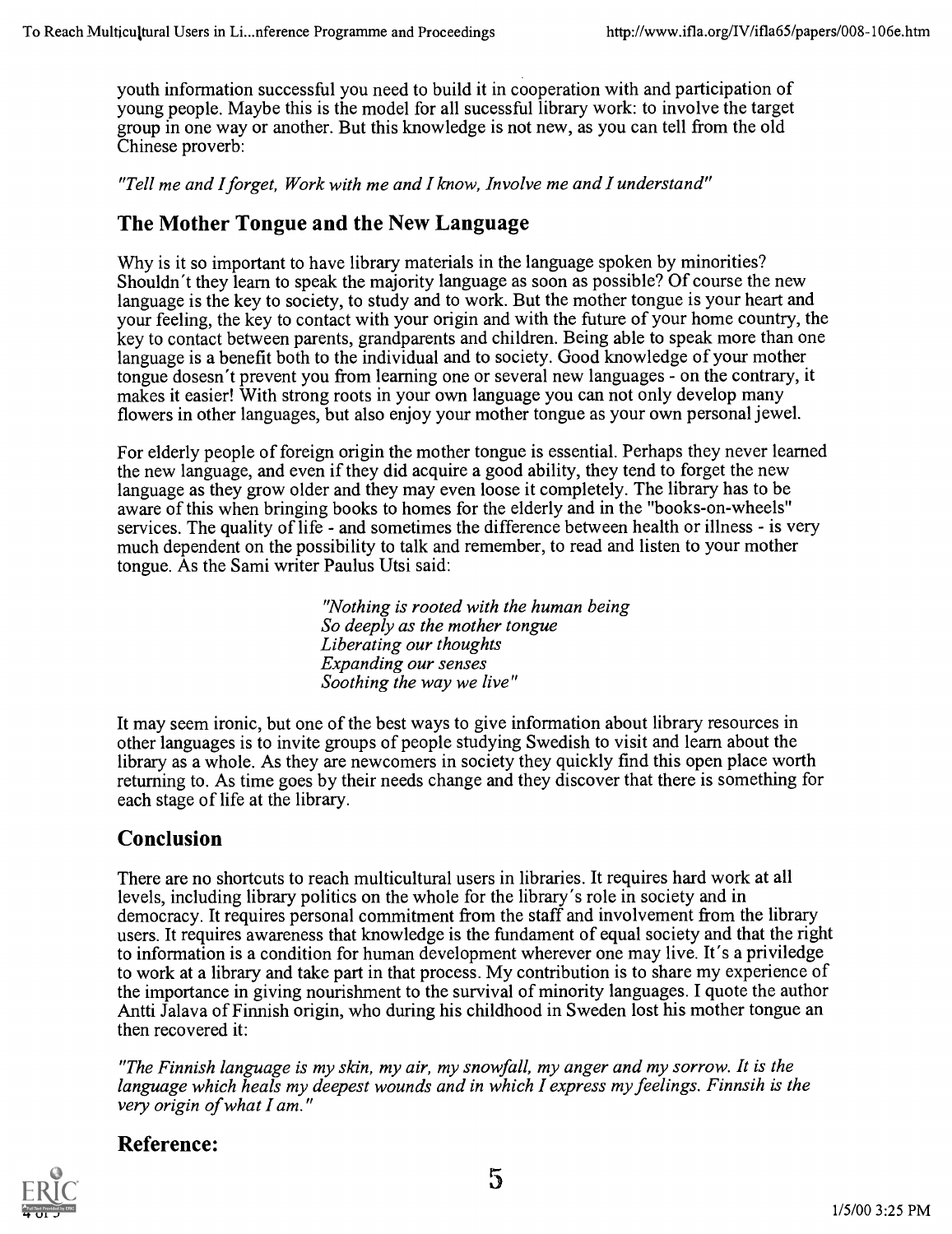youth information successful you need to build it in cooperation with and participation of young people. Maybe this is the model for all sucessful library work: to involve the target group in one way or another. But this knowledge is not new, as you can tell from the old Chinese proverb:

*"Tell me and I forget, Work with me and I know, Involve me and I understand"*

## The Mother Tongue and the New Language

Why is it so important to have library materials in the language spoken by minorities? Shouldn´t they learn to speak the majority language as soon as possible? Of course the new language is the key to society, to study and to work. But the mother tongue is your heart and your feeling, the key to contact with your origin and with the future of your home country, the key to contact between parents, grandparents and children. Being able to speak more than one language is a benefit both to the individual and to society. Good knowledge of your mother tongue dosesn´t prevent you from learning one or several new languages - on the contrary, it makes it easier! With strong roots in your own language you can not only develop many flowers in other languages, but also enjoy your mother tongue as your own personal jewel.

For elderly people of foreign origin the mother tongue is essential. Perhaps they never learned the new language, and even if they did acquire a good ability, they tend to forget the new language as they grow older and they may even loose it completely. The library has to be aware of this when bringing books to homes for the elderly and in the "books-on-wheels" services. The quality of life - and sometimes the difference between health or illness - is very much dependent on the possibility to talk and remember, to read and listen to your mother tongue. As the Sami writer Paulus Utsi said:

> *"Nothing is rooted with the human being*
> *So deeply as the mother tongue*
> *Liberating our thoughts*
> *Expanding our senses*
> *Soothing the way we live"*

It may seem ironic, but one of the best ways to give information about library resources in other languages is to invite groups of people studying Swedish to visit and learn about the library as a whole. As they are newcomers in society they quickly find this open place worth returning to. As time goes by their needs change and they discover that there is something for each stage of life at the library.

## Conclusion

There are no shortcuts to reach multicultural users in libraries. It requires hard work at all levels, including library politics on the whole for the library´s role in society and in democracy. It requires personal commitment from the staff and involvement from the library users. It requires awareness that knowledge is the fundament of equal society and that the right to information is a condition for human development wherever one may live. It´s a priviledge to work at a library and take part in that process. My contribution is to share my experience of the importance in giving nourishment to the survival of minority languages. I quote the author Antti Jalava of Finnish origin, who during his childhood in Sweden lost his mother tongue an then recovered it:

*"The Finnish language is my skin, my air, my snowfall, my anger and my sorrow. It is the language which heals my deepest wounds and in which I express my feelings. Finnsih is the very origin of what I am."*

## Reference: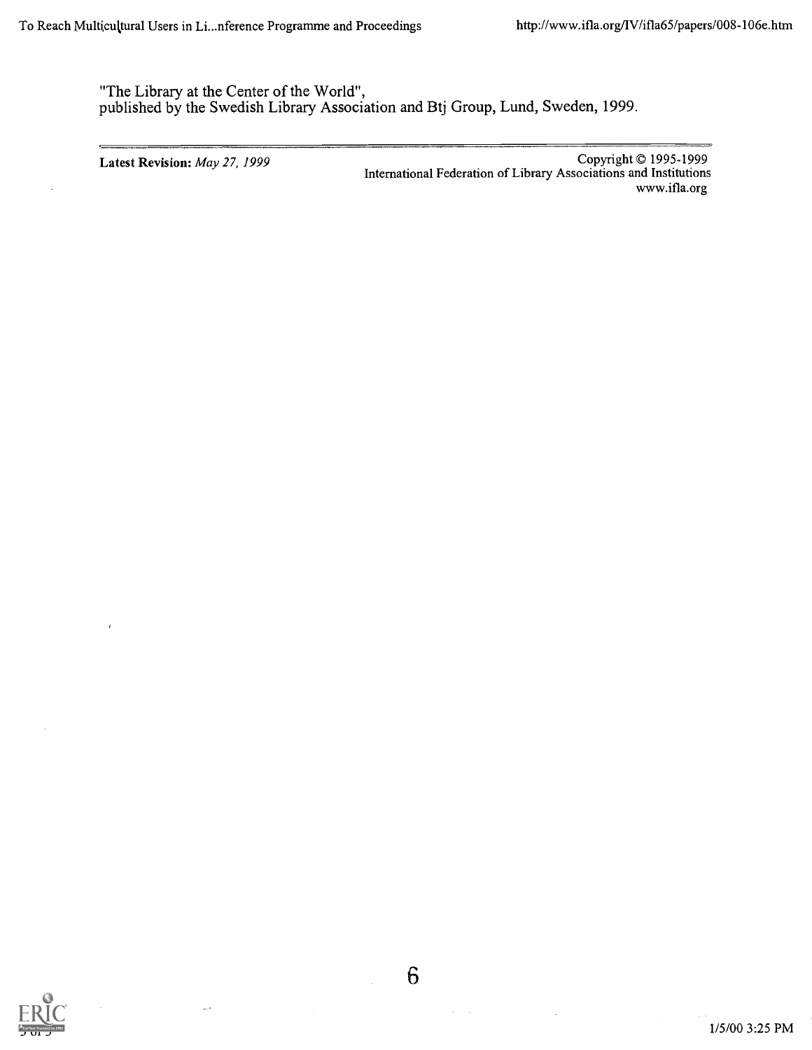"The Library at the Center of the World",
published by the Swedish Library Association and Btj Group, Lund, Sweden, 1999.

---

**Latest Revision:** *May 27, 1999*

Copyright © 1995-1999
International Federation of Library Associations and Institutions
www.ifla.org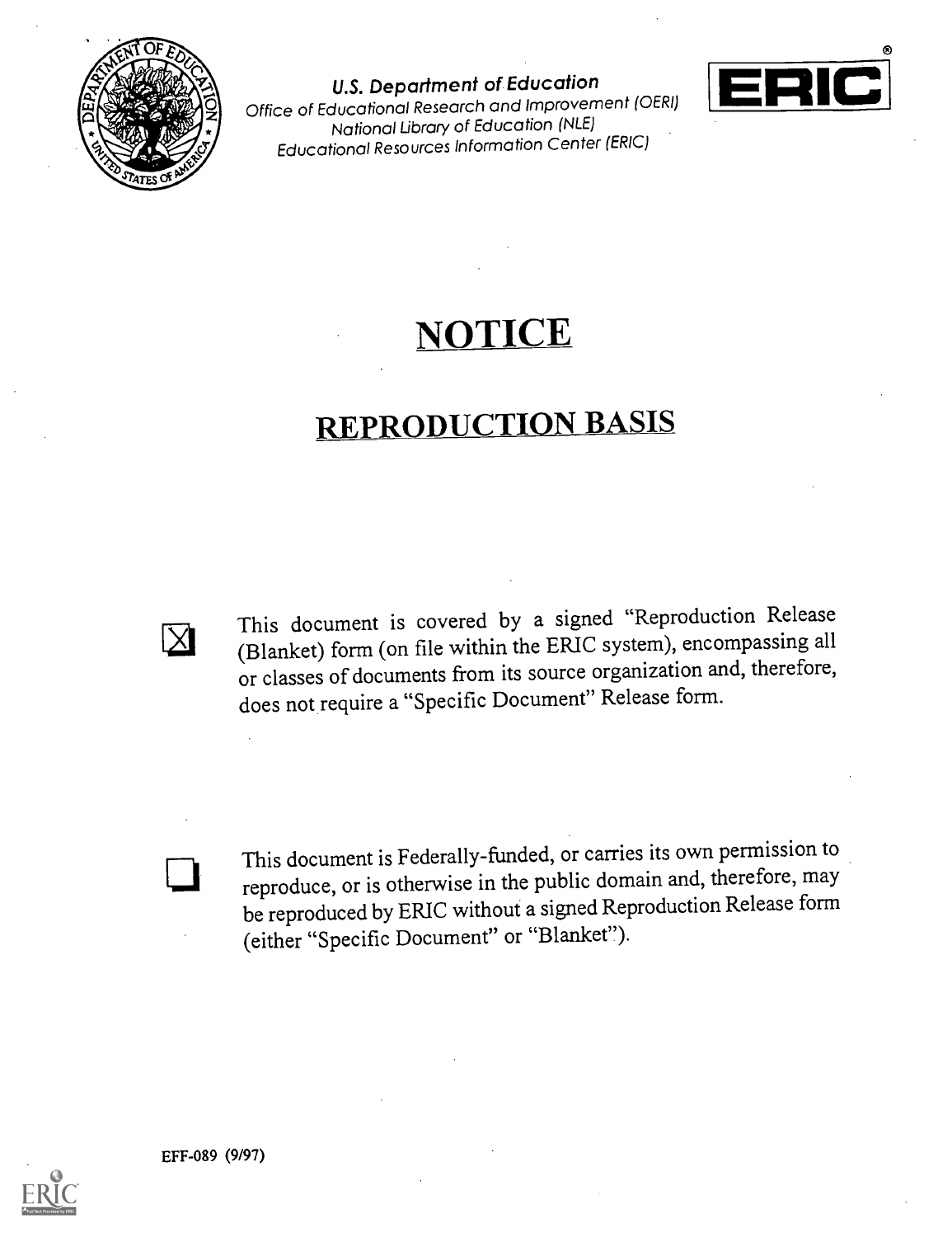U.S. Department of Education
Office of Educational Research and Improvement (OERI)
National Library of Education (NLE)
Educational Resources Information Center (ERIC)

# NOTICE

## REPRODUCTION BASIS

☒ This document is covered by a signed "Reproduction Release (Blanket) form (on file within the ERIC system), encompassing all or classes of documents from its source organization and, therefore, does not require a "Specific Document" Release form.

☐ This document is Federally-funded, or carries its own permission to reproduce, or is otherwise in the public domain and, therefore, may be reproduced by ERIC without a signed Reproduction Release form (either "Specific Document" or "Blanket").

EFF-089 (9/97)